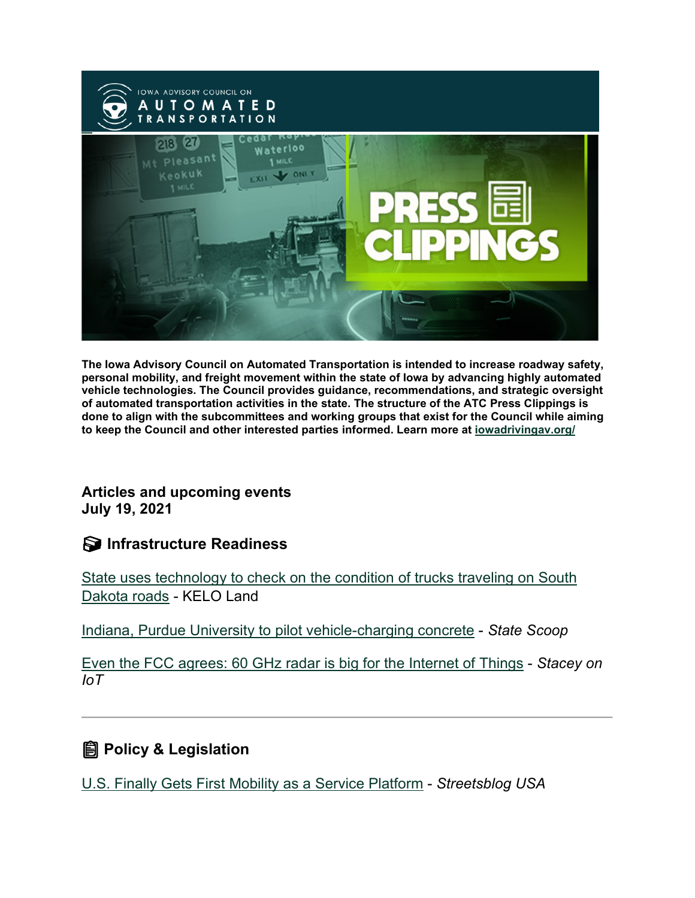The Iowa Advisory Council on Automated Transportation is intended to increase roadway safety, personal mobility, and freight movement within the state of Iowa by advancing highly automated vehicle technologies. The Council provides guidance, recommendations, and strategic oversight of automated transportation activities in the state. The structure of the ATC Press Clippings is done to align with the subcommittees and working groups that exist for the Council while aiming to keep the Council and other interested parties informed. Learn more at iowadrivingav.org/

**Articles and upcoming events**
**July 19, 2021**

## Infrastructure Readiness

State uses technology to check on the condition of trucks traveling on South Dakota roads - KELO Land

Indiana, Purdue University to pilot vehicle-charging concrete - *State Scoop*

Even the FCC agrees: 60 GHz radar is big for the Internet of Things - *Stacey on IoT*

---

## Policy & Legislation

U.S. Finally Gets First Mobility as a Service Platform - *Streetsblog USA*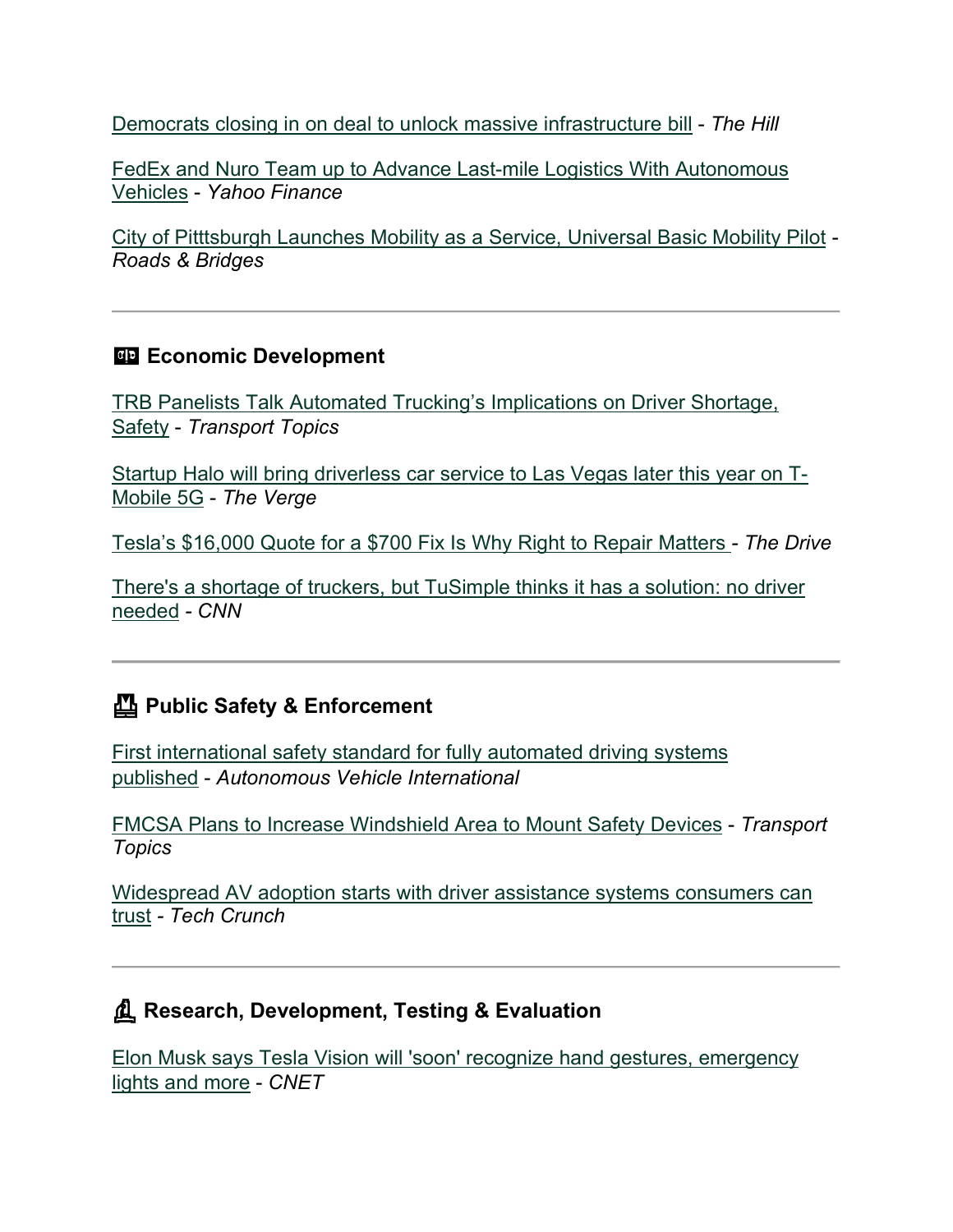Democrats closing in on deal to unlock massive infrastructure bill - *The Hill*

FedEx and Nuro Team up to Advance Last-mile Logistics With Autonomous Vehicles - *Yahoo Finance*

City of Pitttsburgh Launches Mobility as a Service, Universal Basic Mobility Pilot - *Roads & Bridges*

---

## Economic Development

TRB Panelists Talk Automated Trucking's Implications on Driver Shortage, Safety - *Transport Topics*

Startup Halo will bring driverless car service to Las Vegas later this year on T-Mobile 5G - *The Verge*

Tesla's $16,000 Quote for a $700 Fix Is Why Right to Repair Matters - *The Drive*

There's a shortage of truckers, but TuSimple thinks it has a solution: no driver needed - *CNN*

---

## Public Safety & Enforcement

First international safety standard for fully automated driving systems published - *Autonomous Vehicle International*

FMCSA Plans to Increase Windshield Area to Mount Safety Devices - *Transport Topics*

Widespread AV adoption starts with driver assistance systems consumers can trust - *Tech Crunch*

---

## Research, Development, Testing & Evaluation

Elon Musk says Tesla Vision will 'soon' recognize hand gestures, emergency lights and more - *CNET*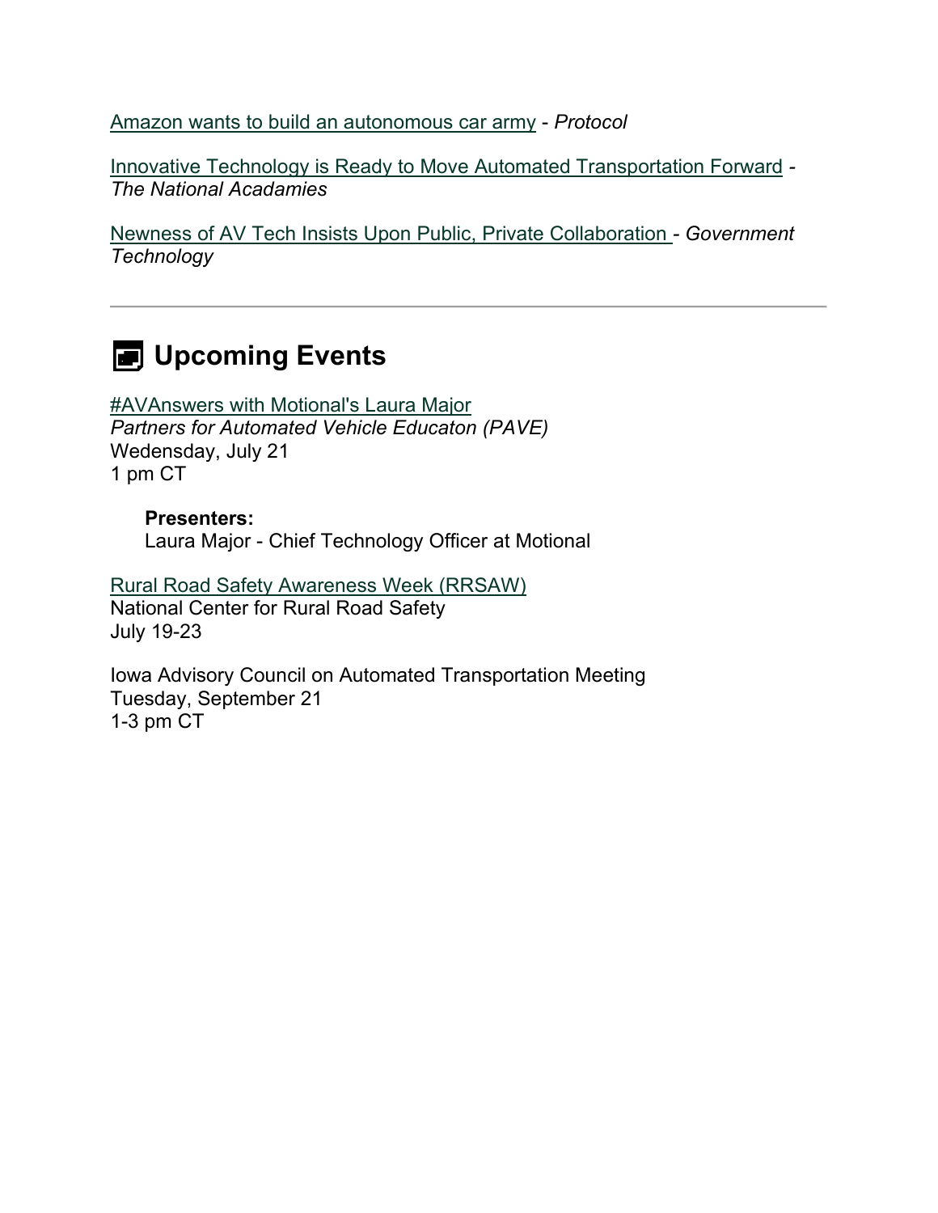Amazon wants to build an autonomous car army - *Protocol*

Innovative Technology is Ready to Move Automated Transportation Forward - *The National Acadamies*

Newness of AV Tech Insists Upon Public, Private Collaboration - *Government Technology*

---

## Upcoming Events

#AVAnswers with Motional's Laura Major
*Partners for Automated Vehicle Educaton (PAVE)*
Wedensday, July 21
1 pm CT

> **Presenters:**
> Laura Major - Chief Technology Officer at Motional

Rural Road Safety Awareness Week (RRSAW)
National Center for Rural Road Safety
July 19-23

Iowa Advisory Council on Automated Transportation Meeting
Tuesday, September 21
1-3 pm CT